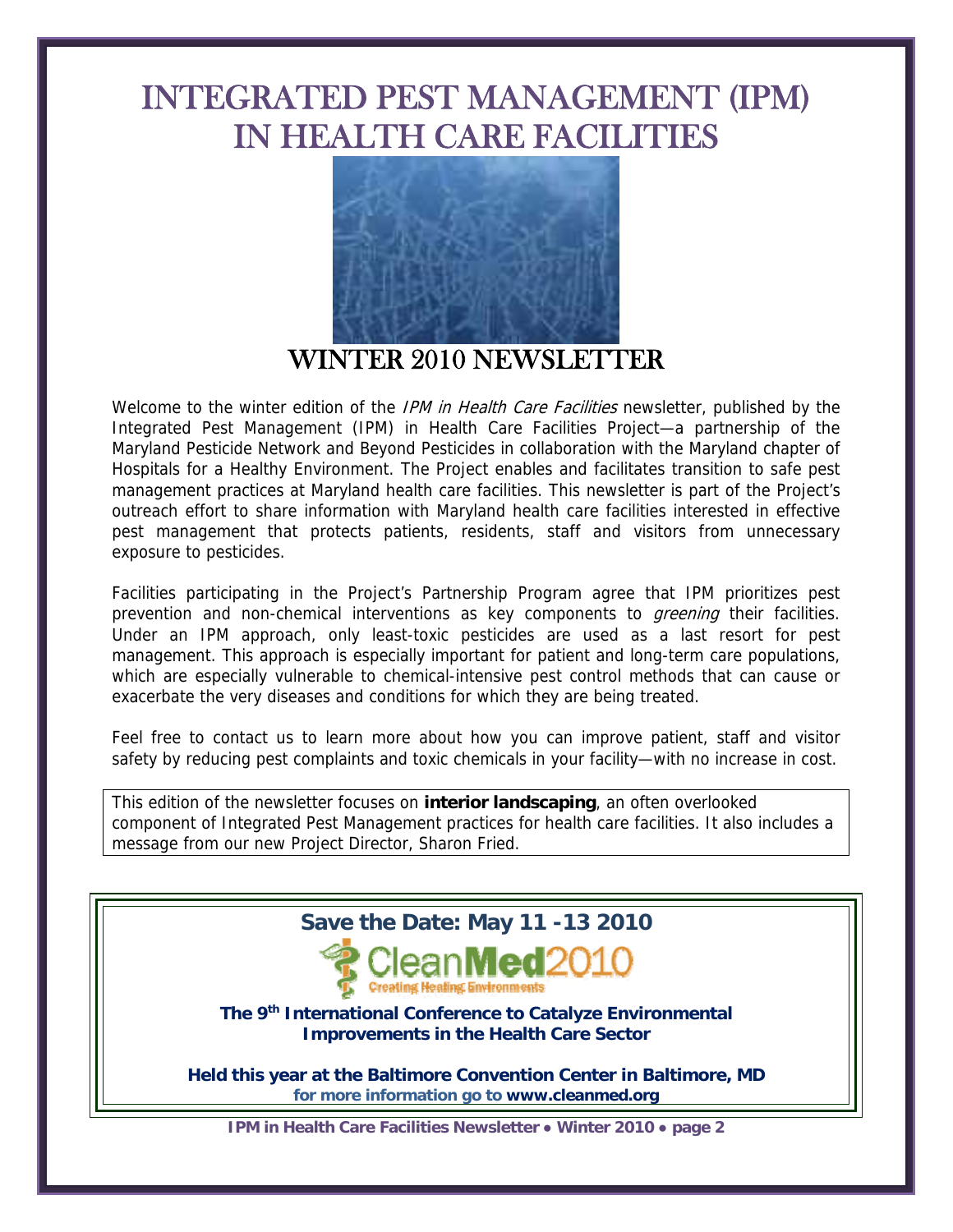# INTEGRATED PEST MANAGEMENT (IPM) IN HEALTH CARE FACILITIES

## WINTER 2010 NEWSLETTER

Welcome to the winter edition of the *IPM in Health Care Facilities* newsletter, published by the Integrated Pest Management (IPM) in Health Care Facilities Project—a partnership of the Maryland Pesticide Network and Beyond Pesticides in collaboration with the Maryland chapter of Hospitals for a Healthy Environment. The Project enables and facilitates transition to safe pest management practices at Maryland health care facilities. This newsletter is part of the Project's outreach effort to share information with Maryland health care facilities interested in effective pest management that protects patients, residents, staff and visitors from unnecessary exposure to pesticides.

Facilities participating in the Project's Partnership Program agree that IPM prioritizes pest prevention and non-chemical interventions as key components to *greening* their facilities. Under an IPM approach, only least-toxic pesticides are used as a last resort for pest management. This approach is especially important for patient and long-term care populations, which are especially vulnerable to chemical-intensive pest control methods that can cause or exacerbate the very diseases and conditions for which they are being treated.

Feel free to contact us to learn more about how you can improve patient, staff and visitor safety by reducing pest complaints and toxic chemicals in your facility—with no increase in cost.

This edition of the newsletter focuses on **interior landscaping**, an often overlooked component of Integrated Pest Management practices for health care facilities. It also includes a message from our new Project Director, Sharon Fried.

**Save the Date: May 11 -13 2010**

**CleanMed2010**
Creating Healing Environments

**The 9th International Conference to Catalyze Environmental Improvements in the Health Care Sector**

**Held this year at the Baltimore Convention Center in Baltimore, MD**
**for more information go to www.cleanmed.org**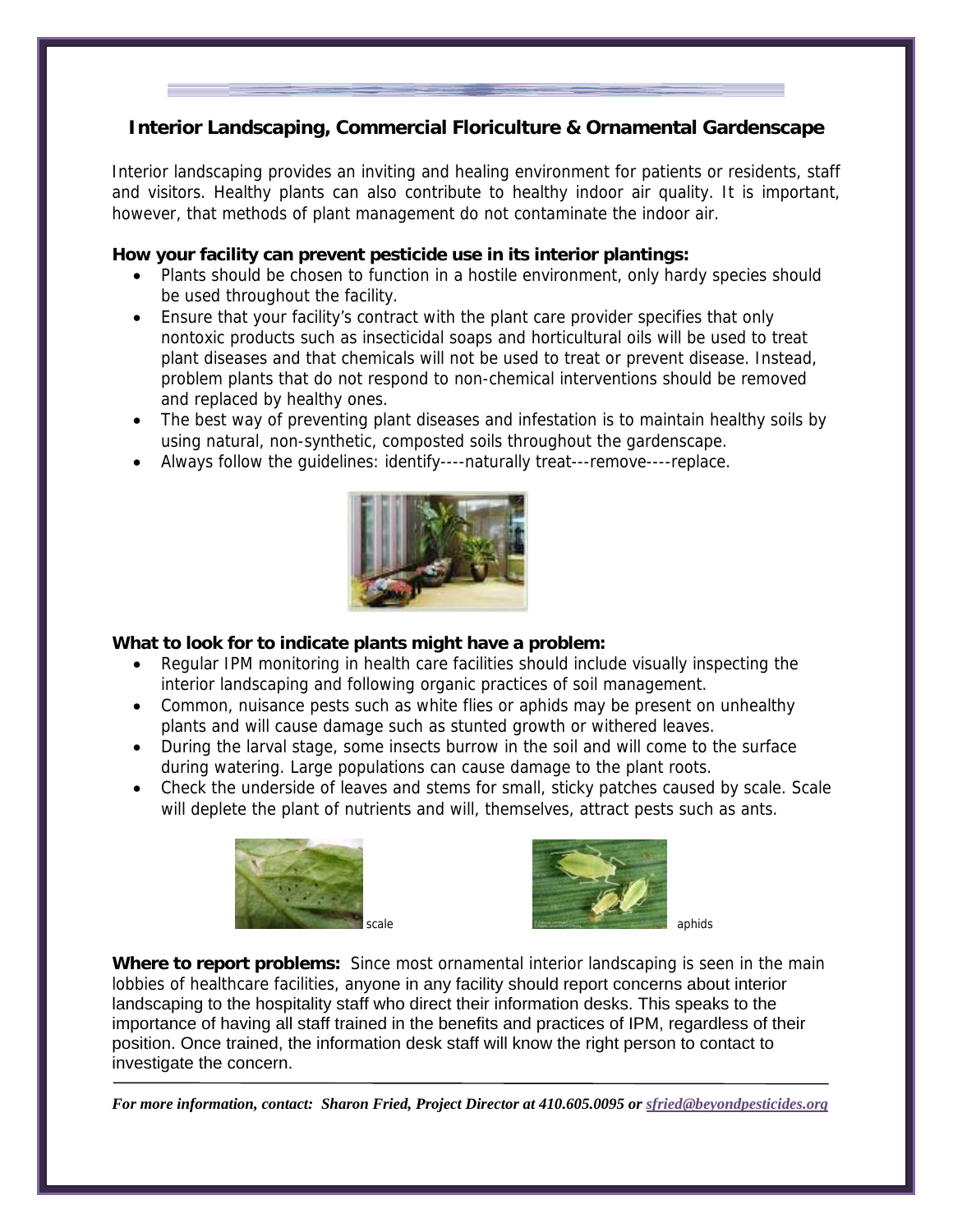## Interior Landscaping, Commercial Floriculture & Ornamental Gardenscape

Interior landscaping provides an inviting and healing environment for patients or residents, staff and visitors. Healthy plants can also contribute to healthy indoor air quality. It is important, however, that methods of plant management do not contaminate the indoor air.

**How your facility can prevent pesticide use in its interior plantings:**

- Plants should be chosen to function in a hostile environment, only hardy species should be used throughout the facility.
- Ensure that your facility's contract with the plant care provider specifies that only nontoxic products such as insecticidal soaps and horticultural oils will be used to treat plant diseases and that chemicals will not be used to treat or prevent disease. Instead, problem plants that do not respond to non-chemical interventions should be removed and replaced by healthy ones.
- The best way of preventing plant diseases and infestation is to maintain healthy soils by using natural, non-synthetic, composted soils throughout the gardenscape.
- Always follow the guidelines: identify----naturally treat---remove----replace.

**What to look for to indicate plants might have a problem:**

- Regular IPM monitoring in health care facilities should include visually inspecting the interior landscaping and following organic practices of soil management.
- Common, nuisance pests such as white flies or aphids may be present on unhealthy plants and will cause damage such as stunted growth or withered leaves.
- During the larval stage, some insects burrow in the soil and will come to the surface during watering. Large populations can cause damage to the plant roots.
- Check the underside of leaves and stems for small, sticky patches caused by scale. Scale will deplete the plant of nutrients and will, themselves, attract pests such as ants.

scale

aphids

**Where to report problems:** Since most ornamental interior landscaping is seen in the main lobbies of healthcare facilities, anyone in any facility should report concerns about interior landscaping to the hospitality staff who direct their information desks. This speaks to the importance of having all staff trained in the benefits and practices of IPM, regardless of their position. Once trained, the information desk staff will know the right person to contact to investigate the concern.

***For more information, contact: Sharon Fried, Project Director at 410.605.0095 or sfried@beyondpesticides.org***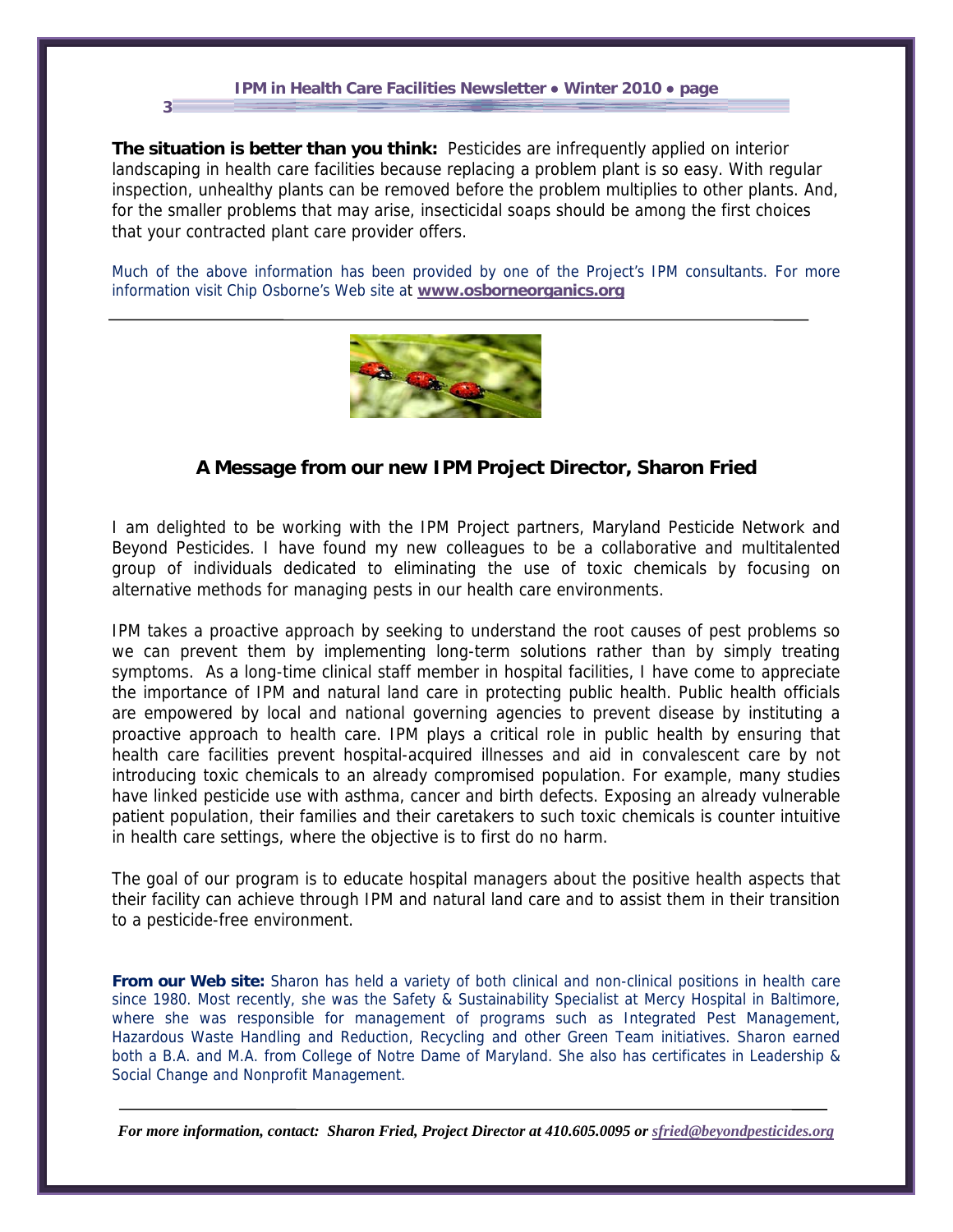**The situation is better than you think:** Pesticides are infrequently applied on interior landscaping in health care facilities because replacing a problem plant is so easy. With regular inspection, unhealthy plants can be removed before the problem multiplies to other plants. And, for the smaller problems that may arise, insecticidal soaps should be among the first choices that your contracted plant care provider offers.

Much of the above information has been provided by one of the Project's IPM consultants. For more information visit Chip Osborne's Web site at **www.osborneorganics.org**

---

## A Message from our new IPM Project Director, Sharon Fried

I am delighted to be working with the IPM Project partners, Maryland Pesticide Network and Beyond Pesticides. I have found my new colleagues to be a collaborative and multitalented group of individuals dedicated to eliminating the use of toxic chemicals by focusing on alternative methods for managing pests in our health care environments.

IPM takes a proactive approach by seeking to understand the root causes of pest problems so we can prevent them by implementing long-term solutions rather than by simply treating symptoms. As a long-time clinical staff member in hospital facilities, I have come to appreciate the importance of IPM and natural land care in protecting public health. Public health officials are empowered by local and national governing agencies to prevent disease by instituting a proactive approach to health care. IPM plays a critical role in public health by ensuring that health care facilities prevent hospital-acquired illnesses and aid in convalescent care by not introducing toxic chemicals to an already compromised population. For example, many studies have linked pesticide use with asthma, cancer and birth defects. Exposing an already vulnerable patient population, their families and their caretakers to such toxic chemicals is counter intuitive in health care settings, where the objective is to first do no harm.

The goal of our program is to educate hospital managers about the positive health aspects that their facility can achieve through IPM and natural land care and to assist them in their transition to a pesticide-free environment.

**From our Web site:** Sharon has held a variety of both clinical and non-clinical positions in health care since 1980. Most recently, she was the Safety & Sustainability Specialist at Mercy Hospital in Baltimore, where she was responsible for management of programs such as Integrated Pest Management, Hazardous Waste Handling and Reduction, Recycling and other Green Team initiatives. Sharon earned both a B.A. and M.A. from College of Notre Dame of Maryland. She also has certificates in Leadership & Social Change and Nonprofit Management.

---

***For more information, contact: Sharon Fried, Project Director at 410.605.0095 or sfried@beyondpesticides.org***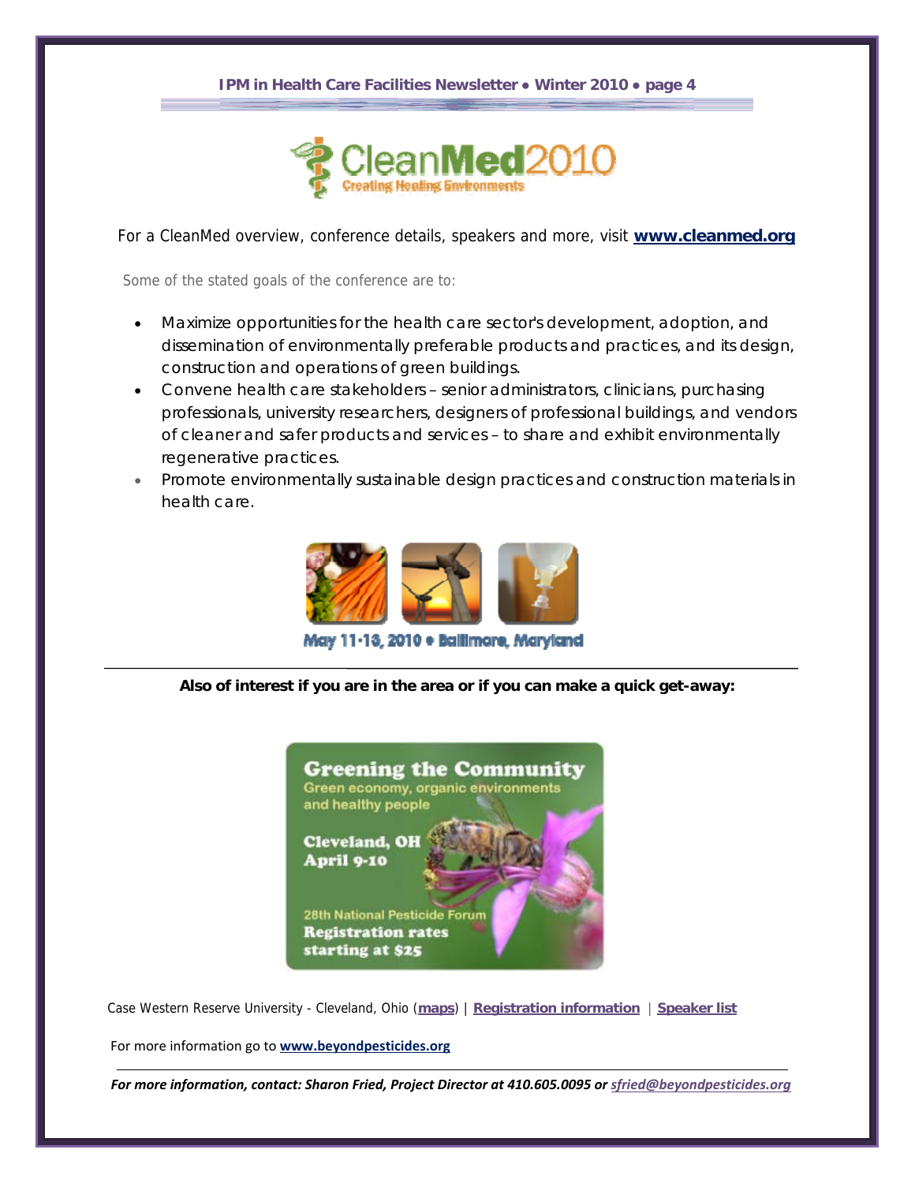# CleanMed2010

Creating Healing Environments

For a CleanMed overview, conference details, speakers and more, visit **www.cleanmed.org**

Some of the stated goals of the conference are to:

- Maximize opportunities for the health care sector's development, adoption, and dissemination of environmentally preferable products and practices, and its design, construction and operations of green buildings.
- Convene health care stakeholders – senior administrators, clinicians, purchasing professionals, university researchers, designers of professional buildings, and vendors of cleaner and safer products and services – to share and exhibit environmentally regenerative practices.
- Promote environmentally sustainable design practices and construction materials in health care.

May 11-13, 2010 • Baltimore, Maryland

---

**Also of interest if you are in the area or if you can make a quick get-away:**

**Greening the Community**

Green economy, organic environments and healthy people

**Cleveland, OH**
**April 9-10**

28th National Pesticide Forum
**Registration rates starting at $25**

Case Western Reserve University - Cleveland, Ohio (**maps**) | **Registration information** | **Speaker list**

For more information go to **www.beyondpesticides.org**

---

***For more information, contact: Sharon Fried, Project Director at 410.605.0095 or sfried@beyondpesticides.org***